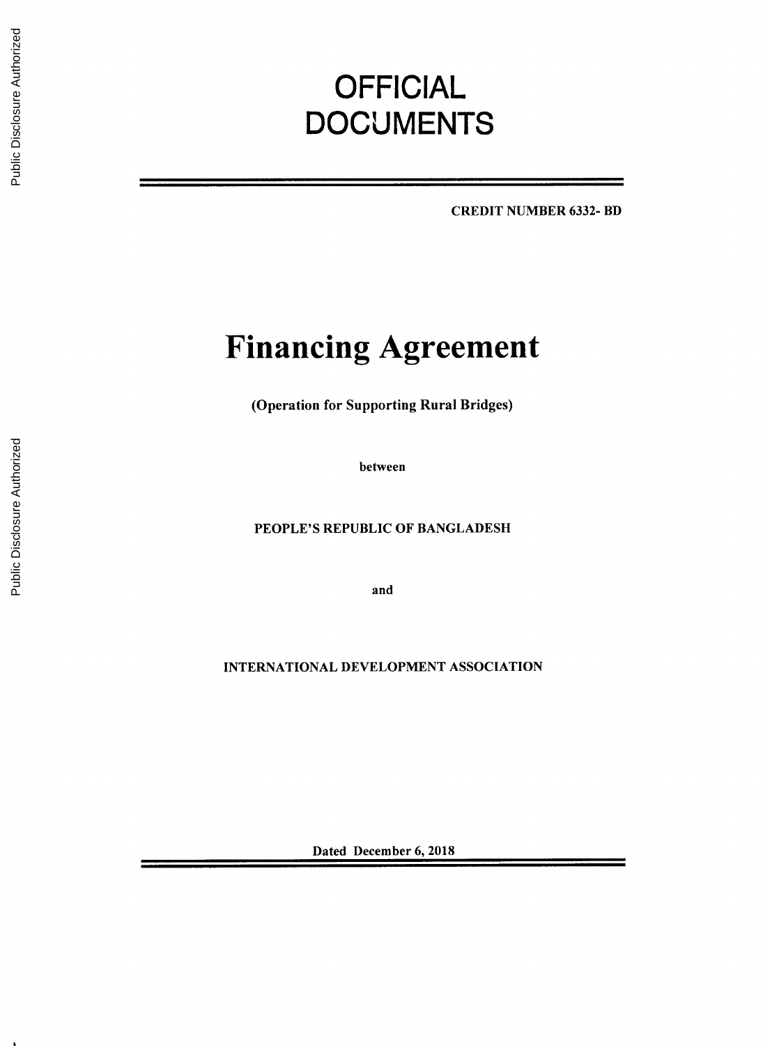# OFFICIAL DOCUMENTS

**CREDIT NUMBER 6332- BD**

# Financing Agreement

**(Operation for Supporting Rural Bridges)**

**between**

**PEOPLE'S REPUBLIC OF BANGLADESH**

**and**

**INTERNATIONAL DEVELOPMENT ASSOCIATION**

**Dated December 6, 2018**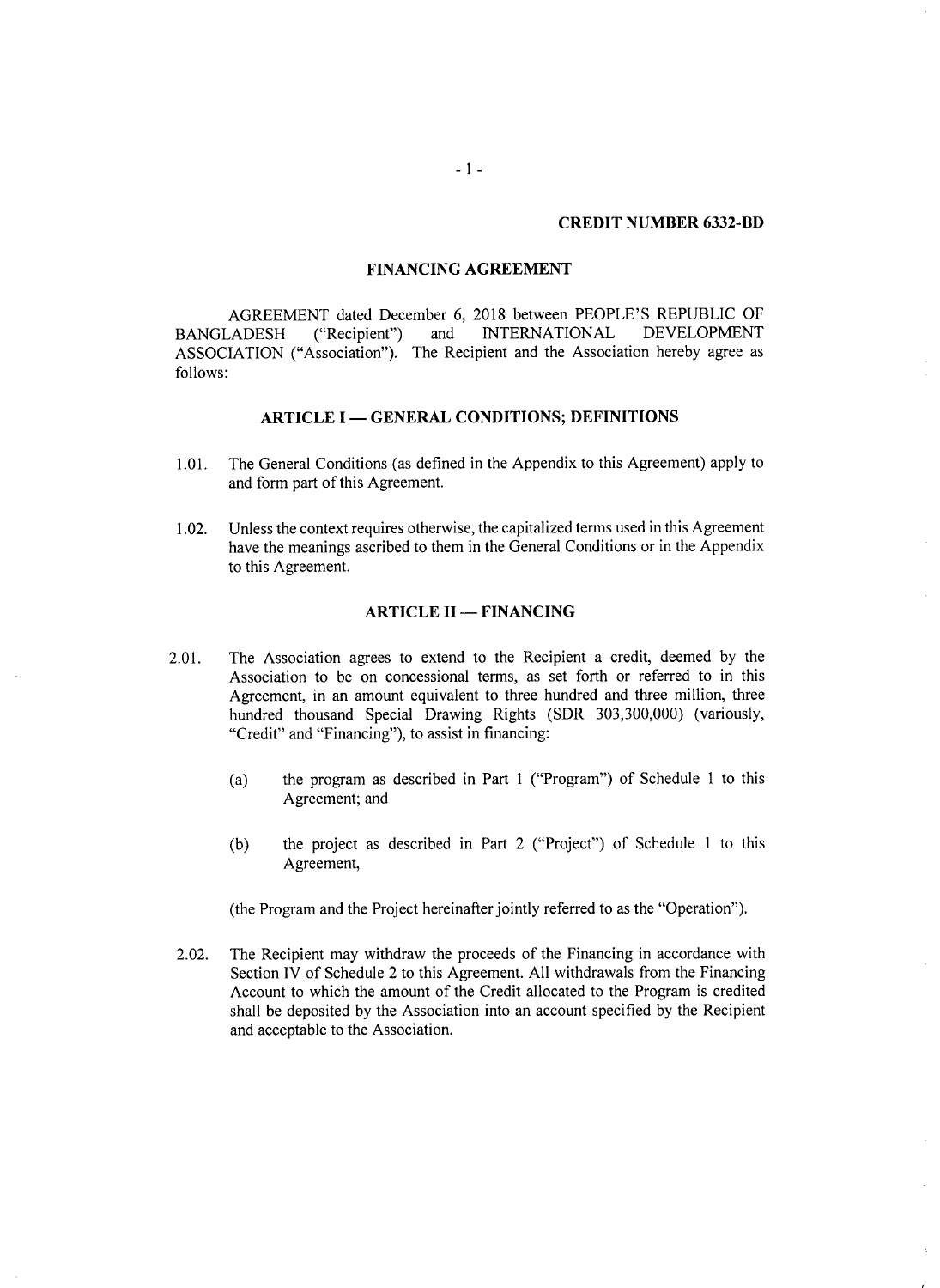**CREDIT NUMBER 6332-BD**

## FINANCING AGREEMENT

AGREEMENT dated December 6, 2018 between PEOPLE'S REPUBLIC OF BANGLADESH ("Recipient") and INTERNATIONAL DEVELOPMENT ASSOCIATION ("Association"). The Recipient and the Association hereby agree as follows:

### ARTICLE I — GENERAL CONDITIONS; DEFINITIONS

1.01. The General Conditions (as defined in the Appendix to this Agreement) apply to and form part of this Agreement.

1.02. Unless the context requires otherwise, the capitalized terms used in this Agreement have the meanings ascribed to them in the General Conditions or in the Appendix to this Agreement.

### ARTICLE II — FINANCING

2.01. The Association agrees to extend to the Recipient a credit, deemed by the Association to be on concessional terms, as set forth or referred to in this Agreement, in an amount equivalent to three hundred and three million, three hundred thousand Special Drawing Rights (SDR 303,300,000) (variously, "Credit" and "Financing"), to assist in financing:

(a) the program as described in Part 1 ("Program") of Schedule 1 to this Agreement; and

(b) the project as described in Part 2 ("Project") of Schedule 1 to this Agreement,

(the Program and the Project hereinafter jointly referred to as the "Operation").

2.02. The Recipient may withdraw the proceeds of the Financing in accordance with Section IV of Schedule 2 to this Agreement. All withdrawals from the Financing Account to which the amount of the Credit allocated to the Program is credited shall be deposited by the Association into an account specified by the Recipient and acceptable to the Association.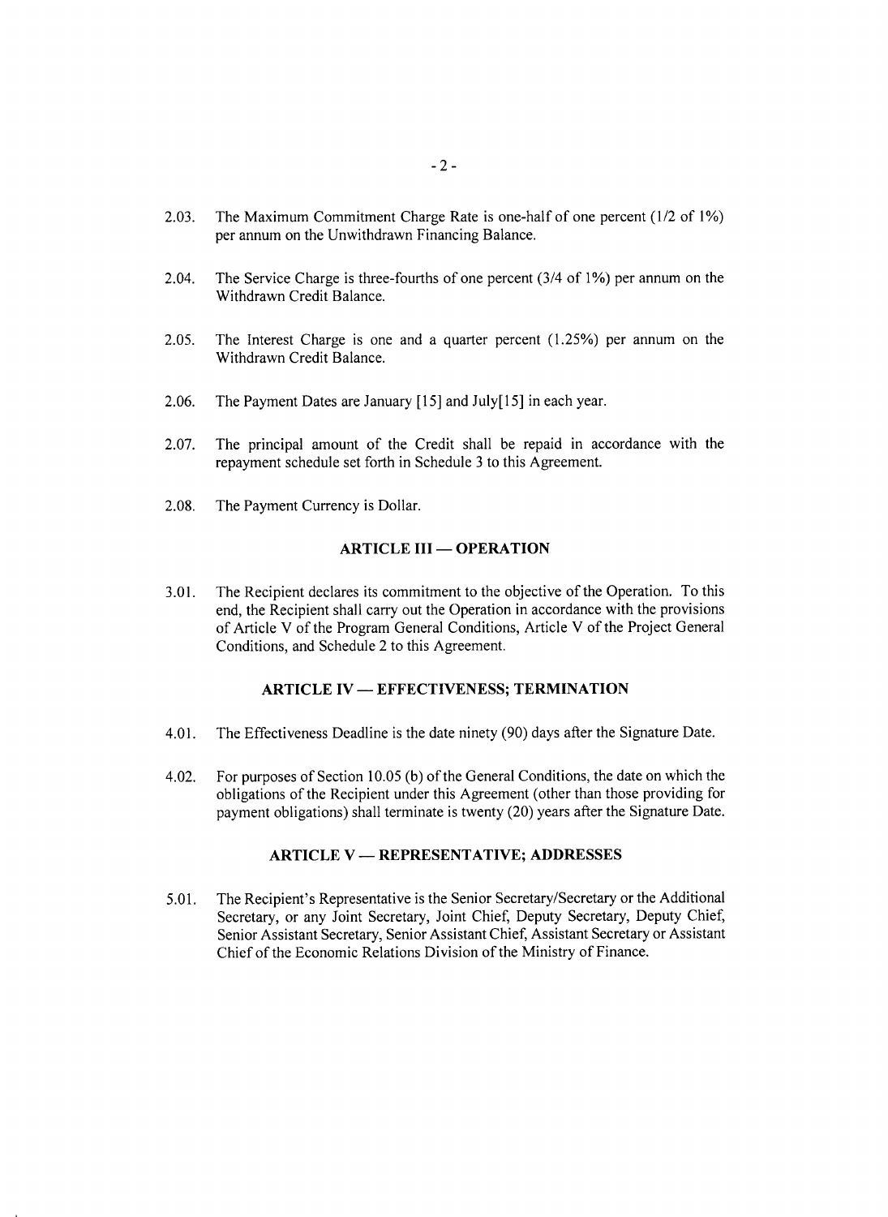2.03. The Maximum Commitment Charge Rate is one-half of one percent (1/2 of 1%) per annum on the Unwithdrawn Financing Balance.

2.04. The Service Charge is three-fourths of one percent (3/4 of 1%) per annum on the Withdrawn Credit Balance.

2.05. The Interest Charge is one and a quarter percent (1.25%) per annum on the Withdrawn Credit Balance.

2.06. The Payment Dates are January [15] and July[15] in each year.

2.07. The principal amount of the Credit shall be repaid in accordance with the repayment schedule set forth in Schedule 3 to this Agreement.

2.08. The Payment Currency is Dollar.

## ARTICLE III — OPERATION

3.01. The Recipient declares its commitment to the objective of the Operation. To this end, the Recipient shall carry out the Operation in accordance with the provisions of Article V of the Program General Conditions, Article V of the Project General Conditions, and Schedule 2 to this Agreement.

## ARTICLE IV — EFFECTIVENESS; TERMINATION

4.01. The Effectiveness Deadline is the date ninety (90) days after the Signature Date.

4.02. For purposes of Section 10.05 (b) of the General Conditions, the date on which the obligations of the Recipient under this Agreement (other than those providing for payment obligations) shall terminate is twenty (20) years after the Signature Date.

## ARTICLE V — REPRESENTATIVE; ADDRESSES

5.01. The Recipient's Representative is the Senior Secretary/Secretary or the Additional Secretary, or any Joint Secretary, Joint Chief, Deputy Secretary, Deputy Chief, Senior Assistant Secretary, Senior Assistant Chief, Assistant Secretary or Assistant Chief of the Economic Relations Division of the Ministry of Finance.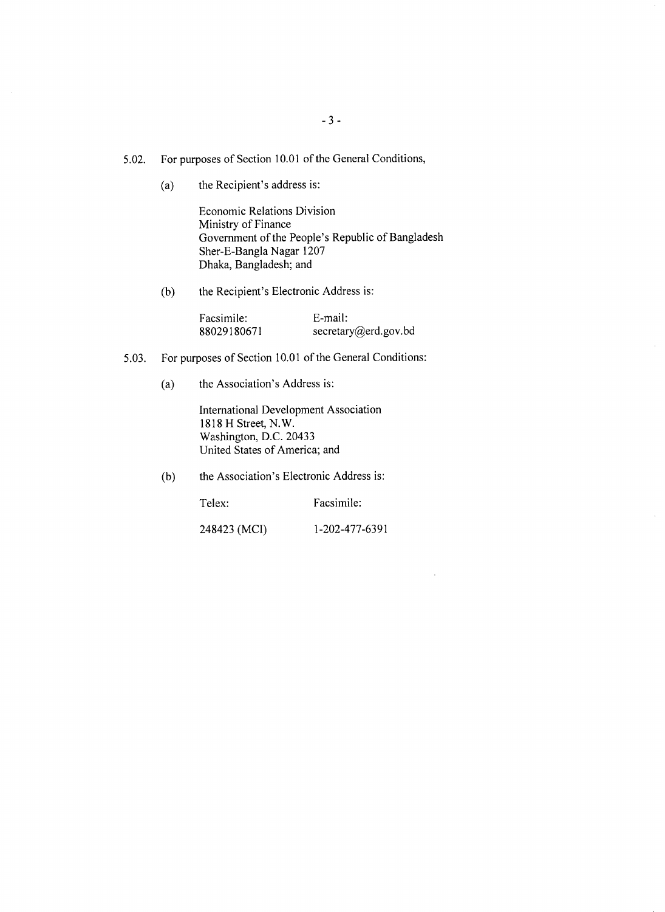5.02. For purposes of Section 10.01 of the General Conditions,

(a) the Recipient's address is:

Economic Relations Division
Ministry of Finance
Government of the People's Republic of Bangladesh
Sher-E-Bangla Nagar 1207
Dhaka, Bangladesh; and

(b) the Recipient's Electronic Address is:

| Facsimile: | E-mail: |
| --- | --- |
| 88029180671 | secretary@erd.gov.bd |

5.03. For purposes of Section 10.01 of the General Conditions:

(a) the Association's Address is:

International Development Association
1818 H Street, N.W.
Washington, D.C. 20433
United States of America; and

(b) the Association's Electronic Address is:

| Telex: | Facsimile: |
| --- | --- |
| 248423 (MCI) | 1-202-477-6391 |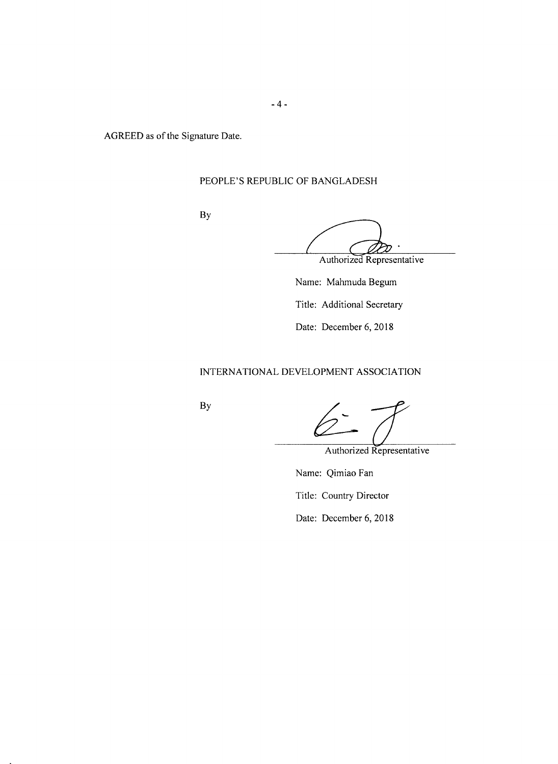AGREED as of the Signature Date.

PEOPLE'S REPUBLIC OF BANGLADESH

By

Authorized Representative

Name: Mahmuda Begum

Title: Additional Secretary

Date: December 6, 2018

INTERNATIONAL DEVELOPMENT ASSOCIATION

By

Authorized Representative

Name: Qimiao Fan

Title: Country Director

Date: December 6, 2018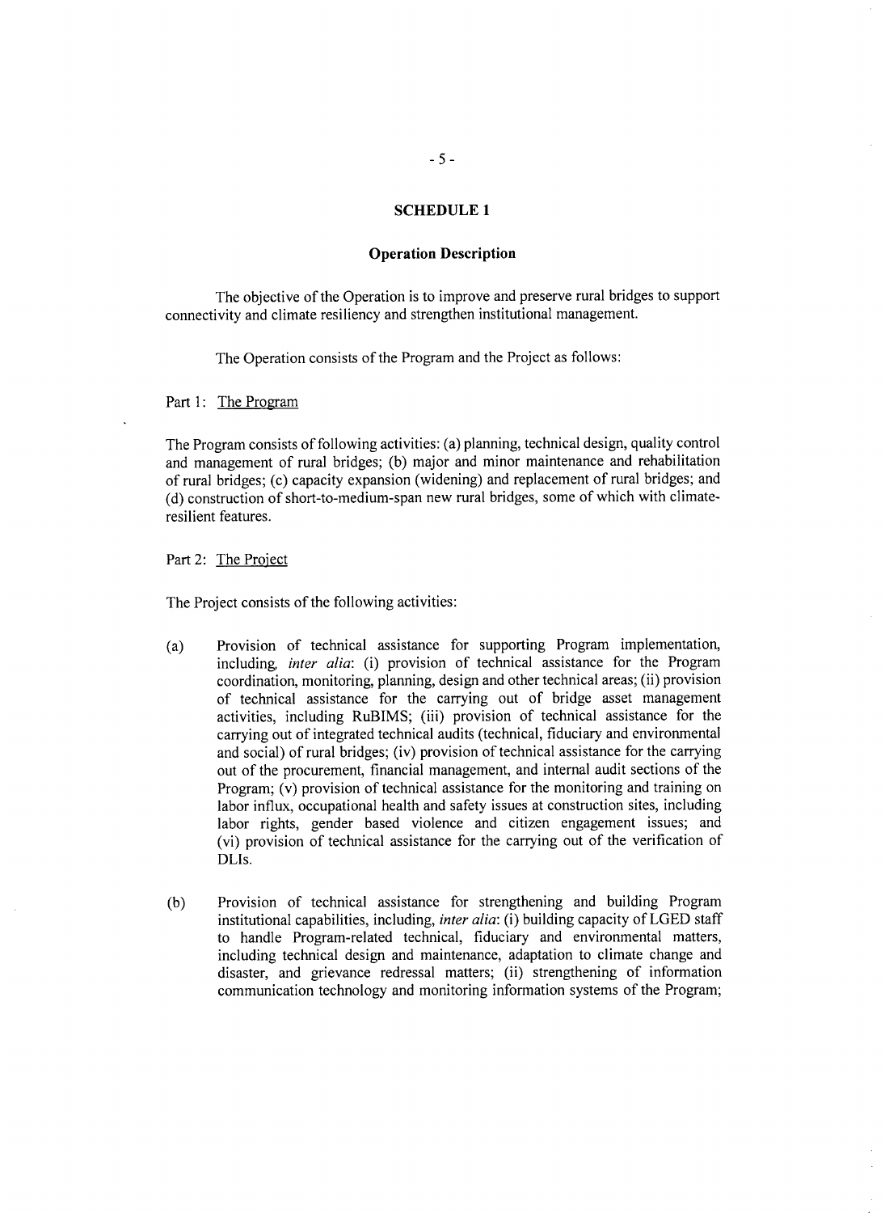## SCHEDULE 1

### Operation Description

The objective of the Operation is to improve and preserve rural bridges to support connectivity and climate resiliency and strengthen institutional management.

The Operation consists of the Program and the Project as follows:

Part 1: The Program

The Program consists of following activities: (a) planning, technical design, quality control and management of rural bridges; (b) major and minor maintenance and rehabilitation of rural bridges; (c) capacity expansion (widening) and replacement of rural bridges; and (d) construction of short-to-medium-span new rural bridges, some of which with climate-resilient features.

Part 2: The Project

The Project consists of the following activities:

(a) Provision of technical assistance for supporting Program implementation, including, *inter alia*: (i) provision of technical assistance for the Program coordination, monitoring, planning, design and other technical areas; (ii) provision of technical assistance for the carrying out of bridge asset management activities, including RuBIMS; (iii) provision of technical assistance for the carrying out of integrated technical audits (technical, fiduciary and environmental and social) of rural bridges; (iv) provision of technical assistance for the carrying out of the procurement, financial management, and internal audit sections of the Program; (v) provision of technical assistance for the monitoring and training on labor influx, occupational health and safety issues at construction sites, including labor rights, gender based violence and citizen engagement issues; and (vi) provision of technical assistance for the carrying out of the verification of DLIs.

(b) Provision of technical assistance for strengthening and building Program institutional capabilities, including, *inter alia*: (i) building capacity of LGED staff to handle Program-related technical, fiduciary and environmental matters, including technical design and maintenance, adaptation to climate change and disaster, and grievance redressal matters; (ii) strengthening of information communication technology and monitoring information systems of the Program;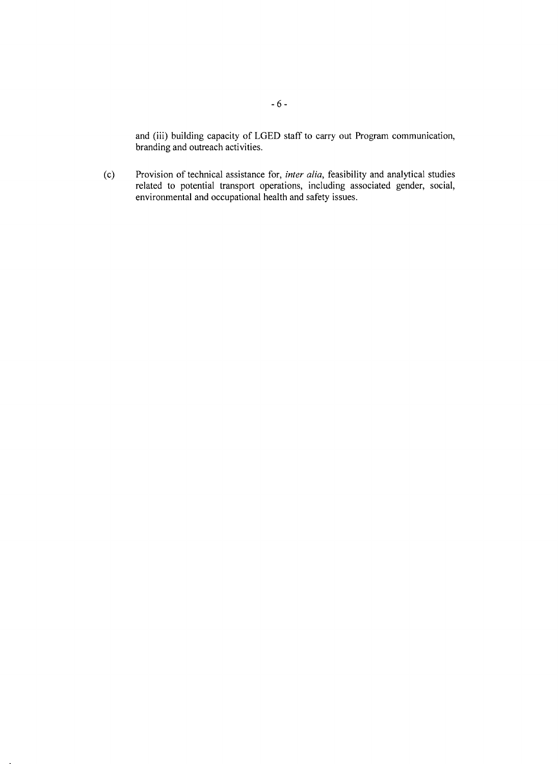and (iii) building capacity of LGED staff to carry out Program communication, branding and outreach activities.

(c) Provision of technical assistance for, *inter alia*, feasibility and analytical studies related to potential transport operations, including associated gender, social, environmental and occupational health and safety issues.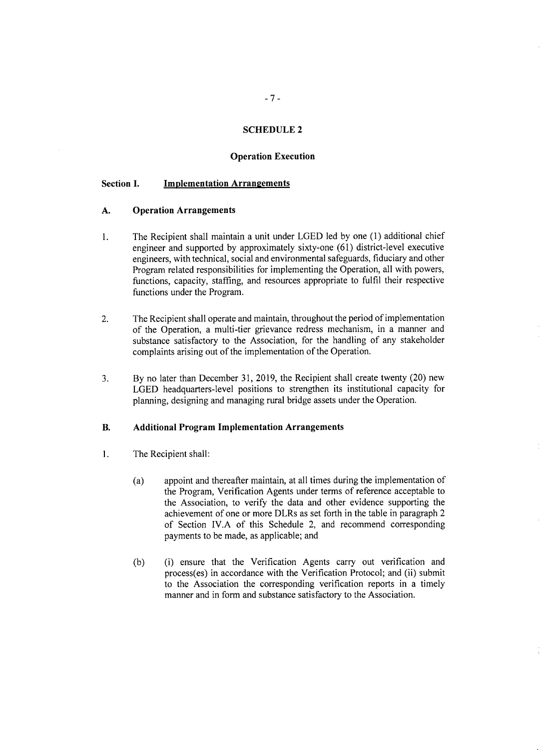## SCHEDULE 2

### Operation Execution

### Section I. Implementation Arrangements

#### A. Operation Arrangements

1. The Recipient shall maintain a unit under LGED led by one (1) additional chief engineer and supported by approximately sixty-one (61) district-level executive engineers, with technical, social and environmental safeguards, fiduciary and other Program related responsibilities for implementing the Operation, all with powers, functions, capacity, staffing, and resources appropriate to fulfil their respective functions under the Program.

2. The Recipient shall operate and maintain, throughout the period of implementation of the Operation, a multi-tier grievance redress mechanism, in a manner and substance satisfactory to the Association, for the handling of any stakeholder complaints arising out of the implementation of the Operation.

3. By no later than December 31, 2019, the Recipient shall create twenty (20) new LGED headquarters-level positions to strengthen its institutional capacity for planning, designing and managing rural bridge assets under the Operation.

#### B. Additional Program Implementation Arrangements

1. The Recipient shall:

   (a) appoint and thereafter maintain, at all times during the implementation of the Program, Verification Agents under terms of reference acceptable to the Association, to verify the data and other evidence supporting the achievement of one or more DLRs as set forth in the table in paragraph 2 of Section IV.A of this Schedule 2, and recommend corresponding payments to be made, as applicable; and

   (b) (i) ensure that the Verification Agents carry out verification and process(es) in accordance with the Verification Protocol; and (ii) submit to the Association the corresponding verification reports in a timely manner and in form and substance satisfactory to the Association.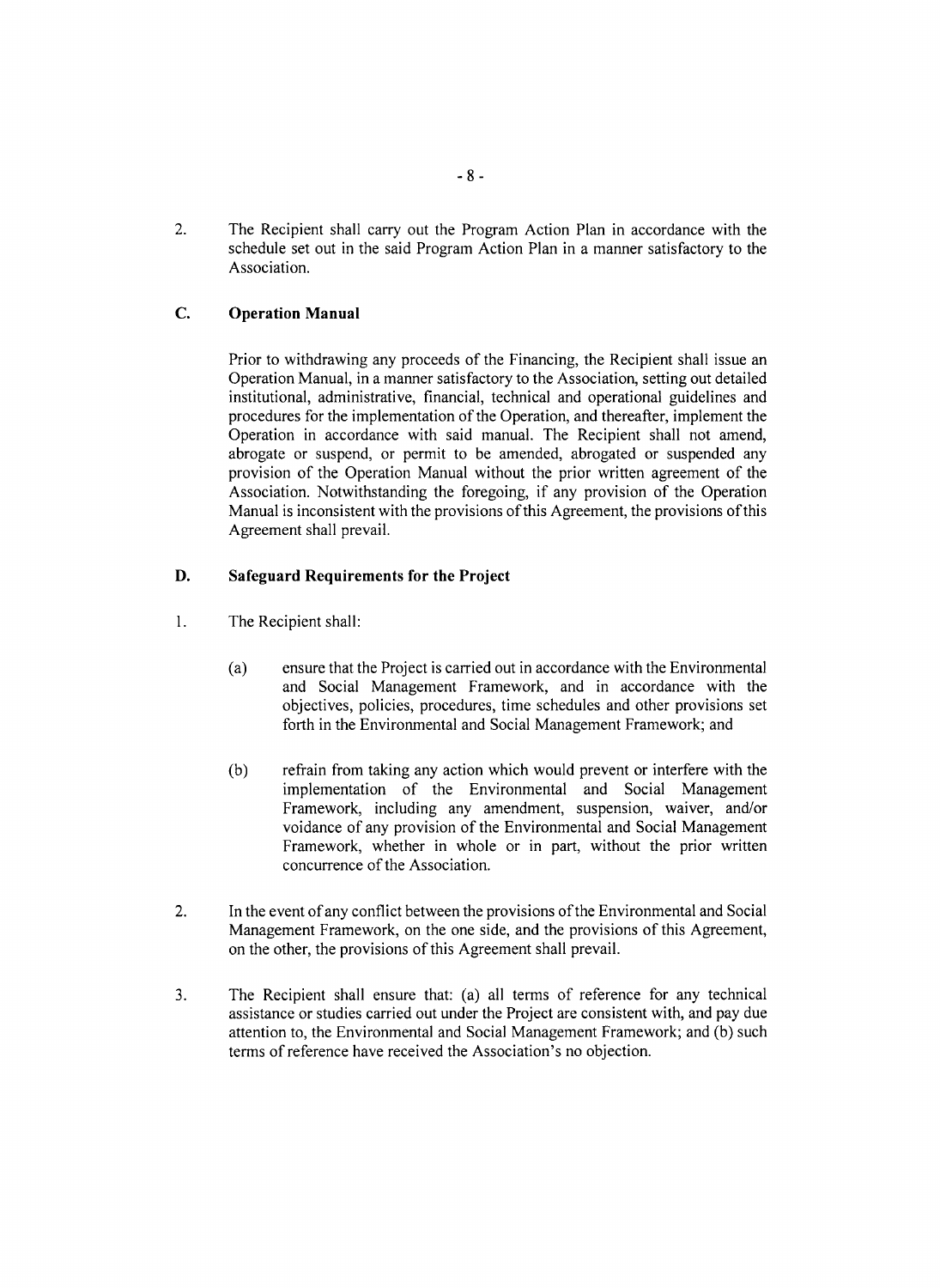2. The Recipient shall carry out the Program Action Plan in accordance with the schedule set out in the said Program Action Plan in a manner satisfactory to the Association.

### C. Operation Manual

Prior to withdrawing any proceeds of the Financing, the Recipient shall issue an Operation Manual, in a manner satisfactory to the Association, setting out detailed institutional, administrative, financial, technical and operational guidelines and procedures for the implementation of the Operation, and thereafter, implement the Operation in accordance with said manual. The Recipient shall not amend, abrogate or suspend, or permit to be amended, abrogated or suspended any provision of the Operation Manual without the prior written agreement of the Association. Notwithstanding the foregoing, if any provision of the Operation Manual is inconsistent with the provisions of this Agreement, the provisions of this Agreement shall prevail.

### D. Safeguard Requirements for the Project

1. The Recipient shall:

   (a) ensure that the Project is carried out in accordance with the Environmental and Social Management Framework, and in accordance with the objectives, policies, procedures, time schedules and other provisions set forth in the Environmental and Social Management Framework; and

   (b) refrain from taking any action which would prevent or interfere with the implementation of the Environmental and Social Management Framework, including any amendment, suspension, waiver, and/or voidance of any provision of the Environmental and Social Management Framework, whether in whole or in part, without the prior written concurrence of the Association.

2. In the event of any conflict between the provisions of the Environmental and Social Management Framework, on the one side, and the provisions of this Agreement, on the other, the provisions of this Agreement shall prevail.

3. The Recipient shall ensure that: (a) all terms of reference for any technical assistance or studies carried out under the Project are consistent with, and pay due attention to, the Environmental and Social Management Framework; and (b) such terms of reference have received the Association's no objection.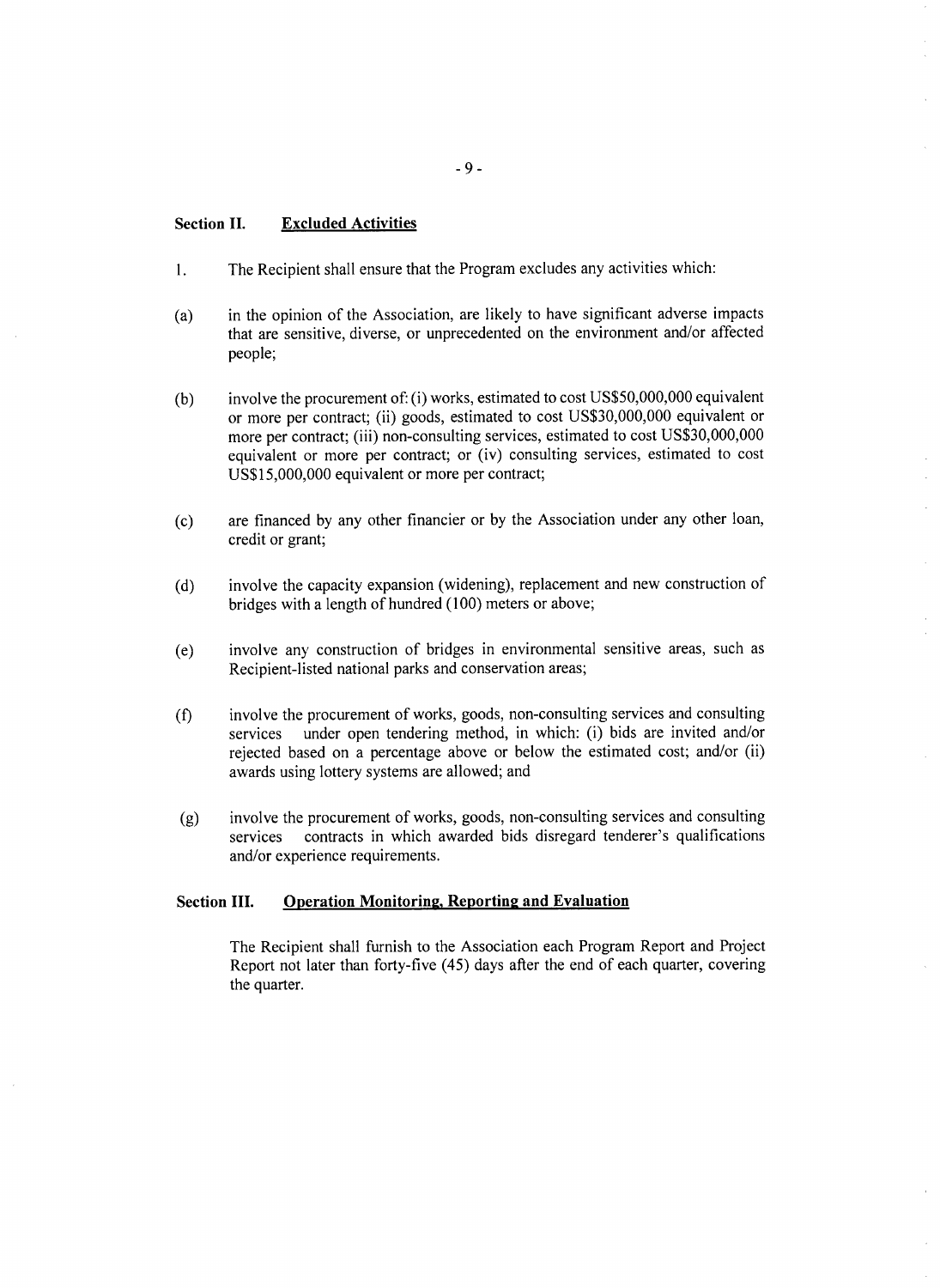## Section II. Excluded Activities

1. The Recipient shall ensure that the Program excludes any activities which:

(a) in the opinion of the Association, are likely to have significant adverse impacts that are sensitive, diverse, or unprecedented on the environment and/or affected people;

(b) involve the procurement of: (i) works, estimated to cost US$50,000,000 equivalent or more per contract; (ii) goods, estimated to cost US$30,000,000 equivalent or more per contract; (iii) non-consulting services, estimated to cost US$30,000,000 equivalent or more per contract; or (iv) consulting services, estimated to cost US$15,000,000 equivalent or more per contract;

(c) are financed by any other financier or by the Association under any other loan, credit or grant;

(d) involve the capacity expansion (widening), replacement and new construction of bridges with a length of hundred (100) meters or above;

(e) involve any construction of bridges in environmental sensitive areas, such as Recipient-listed national parks and conservation areas;

(f) involve the procurement of works, goods, non-consulting services and consulting services under open tendering method, in which: (i) bids are invited and/or rejected based on a percentage above or below the estimated cost; and/or (ii) awards using lottery systems are allowed; and

(g) involve the procurement of works, goods, non-consulting services and consulting services contracts in which awarded bids disregard tenderer's qualifications and/or experience requirements.

## Section III. Operation Monitoring, Reporting and Evaluation

The Recipient shall furnish to the Association each Program Report and Project Report not later than forty-five (45) days after the end of each quarter, covering the quarter.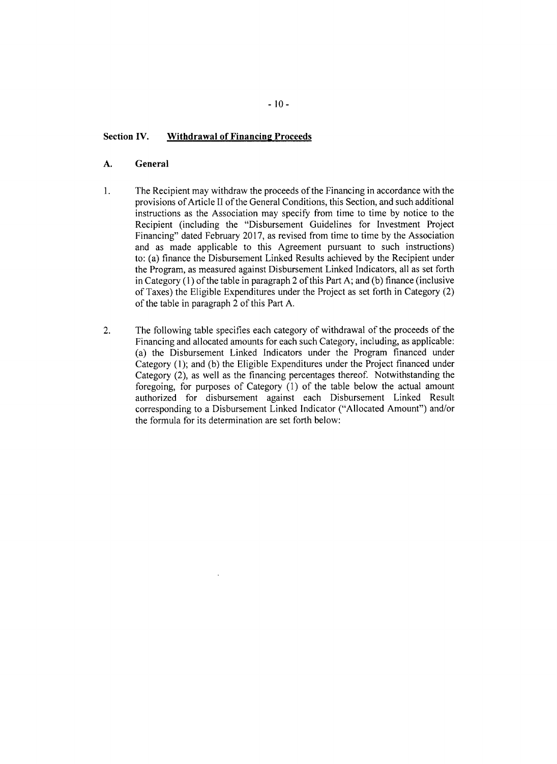## Section IV. Withdrawal of Financing Proceeds

### A. General

1. The Recipient may withdraw the proceeds of the Financing in accordance with the provisions of Article II of the General Conditions, this Section, and such additional instructions as the Association may specify from time to time by notice to the Recipient (including the "Disbursement Guidelines for Investment Project Financing" dated February 2017, as revised from time to time by the Association and as made applicable to this Agreement pursuant to such instructions) to: (a) finance the Disbursement Linked Results achieved by the Recipient under the Program, as measured against Disbursement Linked Indicators, all as set forth in Category (1) of the table in paragraph 2 of this Part A; and (b) finance (inclusive of Taxes) the Eligible Expenditures under the Project as set forth in Category (2) of the table in paragraph 2 of this Part A.

2. The following table specifies each category of withdrawal of the proceeds of the Financing and allocated amounts for each such Category, including, as applicable: (a) the Disbursement Linked Indicators under the Program financed under Category (1); and (b) the Eligible Expenditures under the Project financed under Category (2), as well as the financing percentages thereof. Notwithstanding the foregoing, for purposes of Category (1) of the table below the actual amount authorized for disbursement against each Disbursement Linked Result corresponding to a Disbursement Linked Indicator ("Allocated Amount") and/or the formula for its determination are set forth below: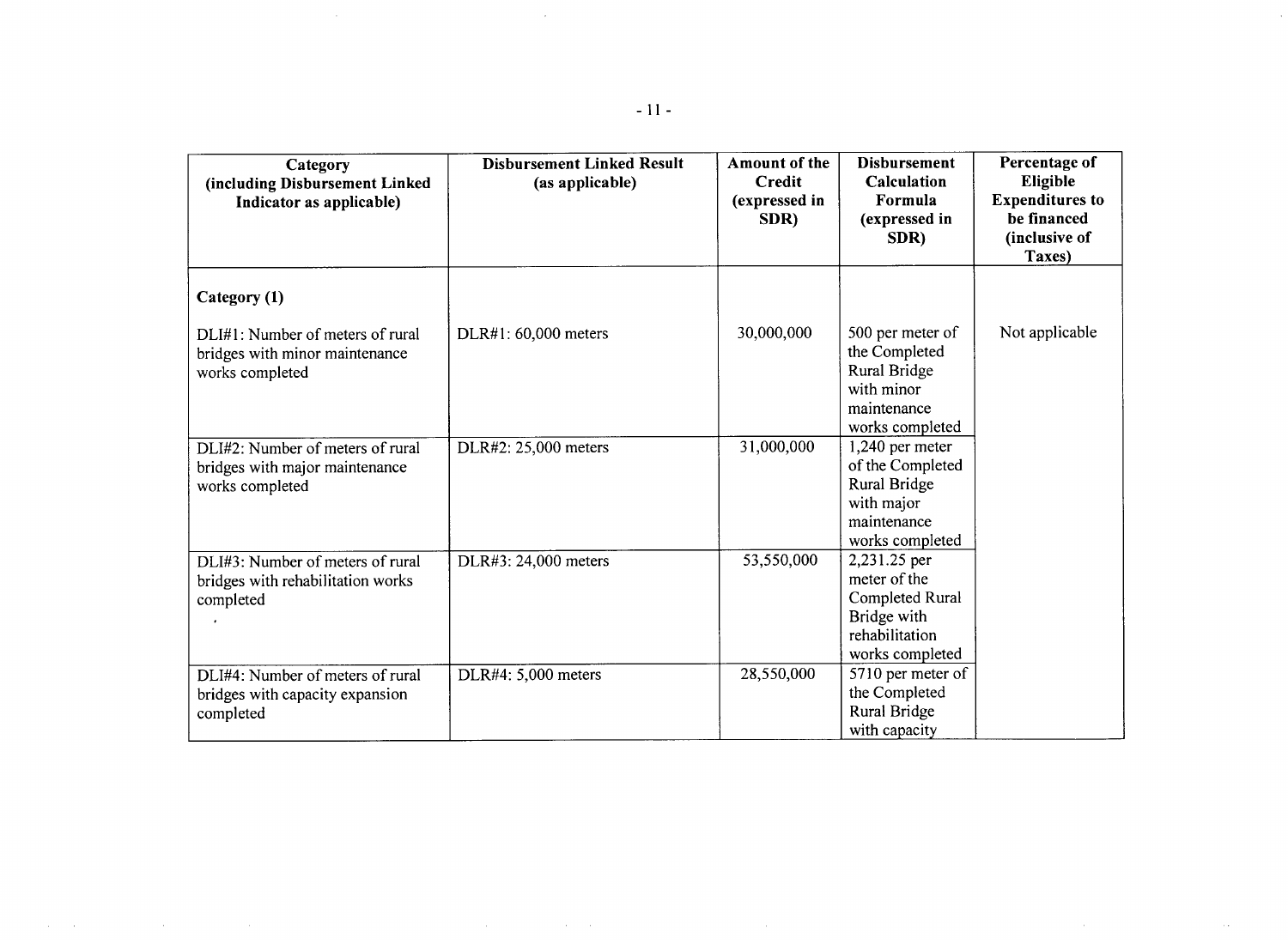| Category (including Disbursement Linked Indicator as applicable) | Disbursement Linked Result (as applicable) | Amount of the Credit (expressed in SDR) | Disbursement Calculation Formula (expressed in SDR) | Percentage of Eligible Expenditures to be financed (inclusive of Taxes) |
|---|---|---|---|---|
| **Category (1)** | | | | |
| DLI#1: Number of meters of rural bridges with minor maintenance works completed | DLR#1: 60,000 meters | 30,000,000 | 500 per meter of the Completed Rural Bridge with minor maintenance works completed | Not applicable |
| DLI#2: Number of meters of rural bridges with major maintenance works completed | DLR#2: 25,000 meters | 31,000,000 | 1,240 per meter of the Completed Rural Bridge with major maintenance works completed | |
| DLI#3: Number of meters of rural bridges with rehabilitation works completed | DLR#3: 24,000 meters | 53,550,000 | 2,231.25 per meter of the Completed Rural Bridge with rehabilitation works completed | |
| DLI#4: Number of meters of rural bridges with capacity expansion completed | DLR#4: 5,000 meters | 28,550,000 | 5710 per meter of the Completed Rural Bridge with capacity | |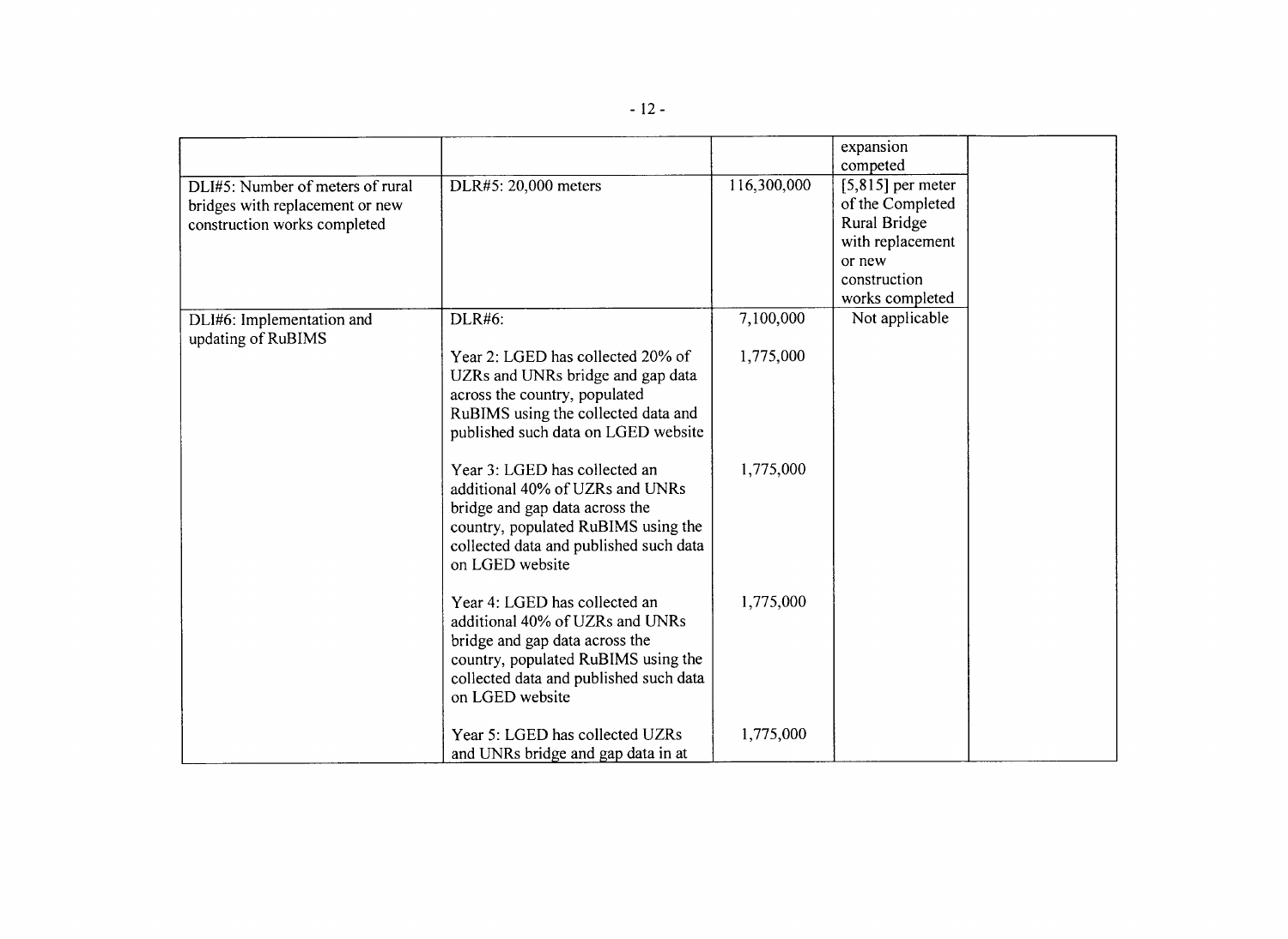| | | | | |
|---|---|---|---|---|
| | | | expansion competed | |
| DLI#5: Number of meters of rural bridges with replacement or new construction works completed | DLR#5: 20,000 meters | 116,300,000 | [5,815] per meter of the Completed Rural Bridge with replacement or new construction works completed | |
| DLI#6: Implementation and updating of RuBIMS | DLR#6: | 7,100,000 | Not applicable | |
| | Year 2: LGED has collected 20% of UZRs and UNRs bridge and gap data across the country, populated RuBIMS using the collected data and published such data on LGED website | 1,775,000 | | |
| | Year 3: LGED has collected an additional 40% of UZRs and UNRs bridge and gap data across the country, populated RuBIMS using the collected data and published such data on LGED website | 1,775,000 | | |
| | Year 4: LGED has collected an additional 40% of UZRs and UNRs bridge and gap data across the country, populated RuBIMS using the collected data and published such data on LGED website | 1,775,000 | | |
| | Year 5: LGED has collected UZRs and UNRs bridge and gap data in at | 1,775,000 | | |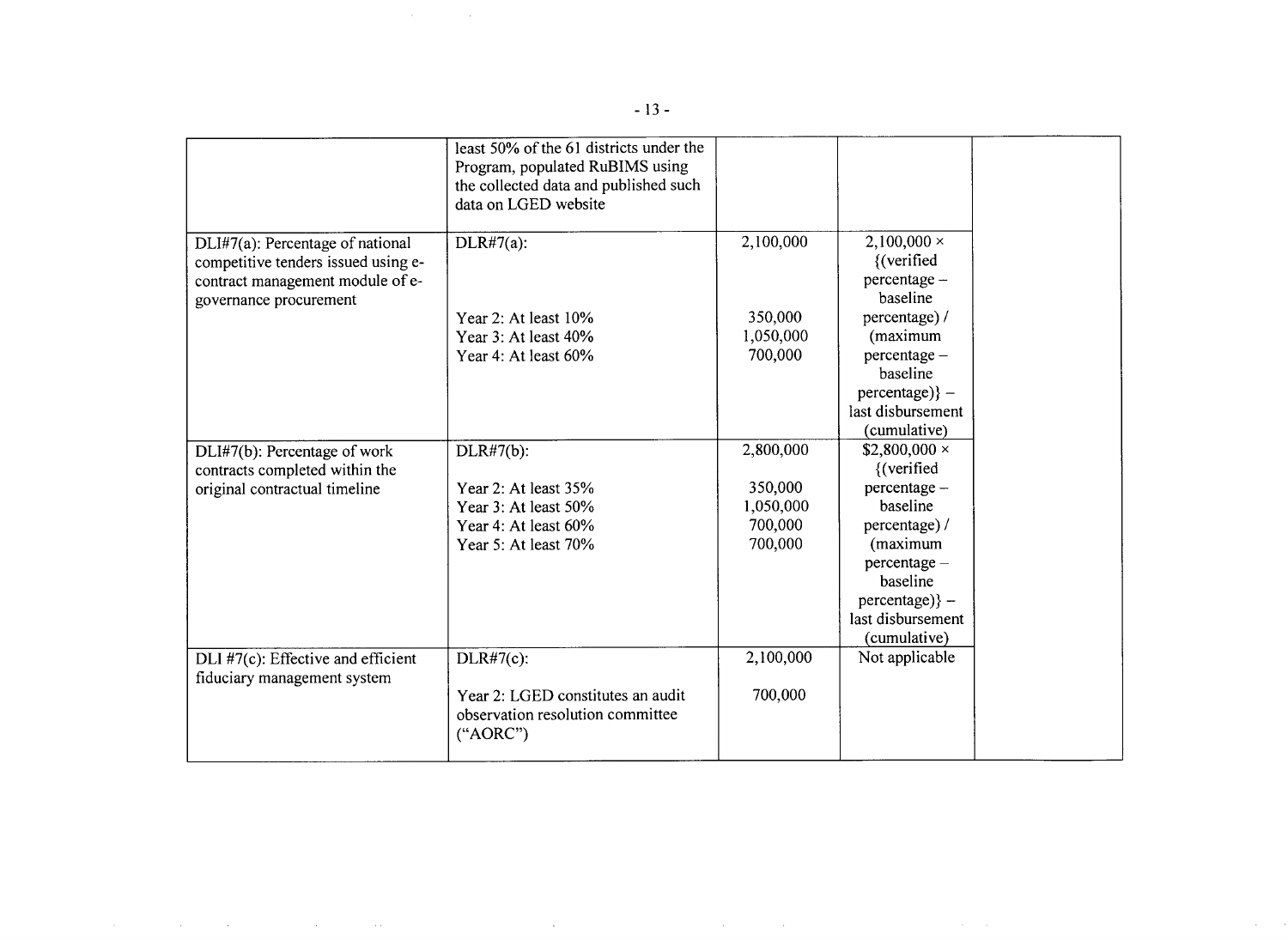| | | | | |
|---|---|---|---|---|
| | least 50% of the 61 districts under the Program, populated RuBIMS using the collected data and published such data on LGED website | | | |
| DLI#7(a): Percentage of national competitive tenders issued using e-contract management module of e-governance procurement | DLR#7(a):<br><br>Year 2: At least 10%<br>Year 3: At least 40%<br>Year 4: At least 60% | 2,100,000<br><br>350,000<br>1,050,000<br>700,000 | 2,100,000 × {(verified percentage – baseline percentage) / (maximum percentage – baseline percentage)} – last disbursement (cumulative) | |
| DLI#7(b): Percentage of work contracts completed within the original contractual timeline | DLR#7(b):<br><br>Year 2: At least 35%<br>Year 3: At least 50%<br>Year 4: At least 60%<br>Year 5: At least 70% | 2,800,000<br><br>350,000<br>1,050,000<br>700,000<br>700,000 | $2,800,000 × {(verified percentage – baseline percentage) / (maximum percentage – baseline percentage)} – last disbursement (cumulative) | |
| DLI #7(c): Effective and efficient fiduciary management system | DLR#7(c):<br><br>Year 2: LGED constitutes an audit observation resolution committee ("AORC") | 2,100,000<br><br>700,000 | Not applicable | |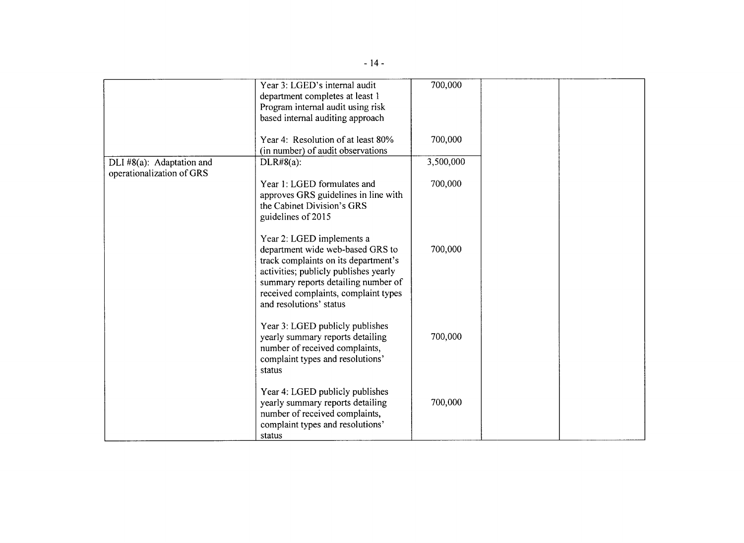| | | | | |
|---|---|---|---|---|
| | Year 3: LGED's internal audit department completes at least 1 Program internal audit using risk based internal auditing approach | 700,000 | | |
| | Year 4: Resolution of at least 80% (in number) of audit observations | 700,000 | | |
| DLI #8(a): Adaptation and operationalization of GRS | DLR#8(a): | 3,500,000 | | |
| | Year 1: LGED formulates and approves GRS guidelines in line with the Cabinet Division's GRS guidelines of 2015 | 700,000 | | |
| | Year 2: LGED implements a department wide web-based GRS to track complaints on its department's activities; publicly publishes yearly summary reports detailing number of received complaints, complaint types and resolutions' status | 700,000 | | |
| | Year 3: LGED publicly publishes yearly summary reports detailing number of received complaints, complaint types and resolutions' status | 700,000 | | |
| | Year 4: LGED publicly publishes yearly summary reports detailing number of received complaints, complaint types and resolutions' status | 700,000 | | |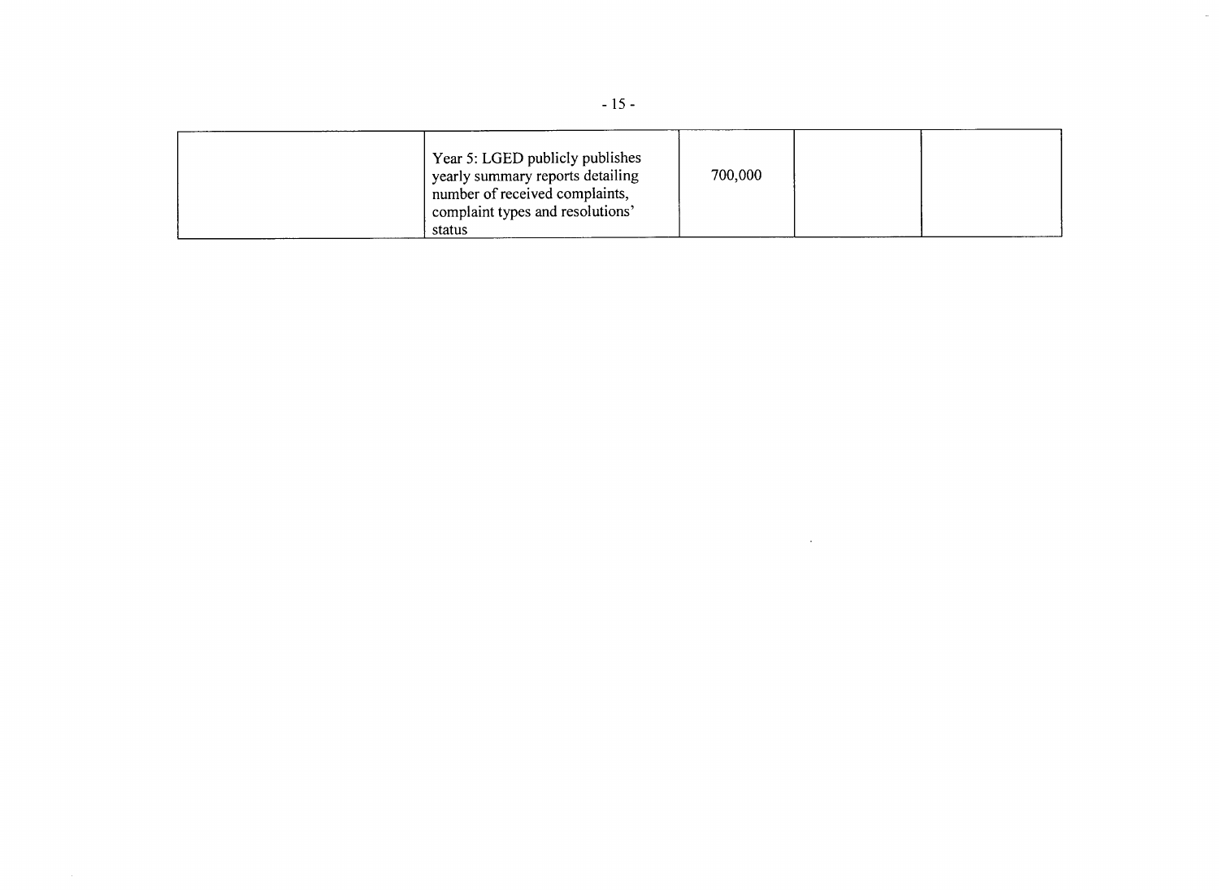| | | | | |
|---|---|---|---|---|
| | Year 5: LGED publicly publishes yearly summary reports detailing number of received complaints, complaint types and resolutions' status | 700,000 | | |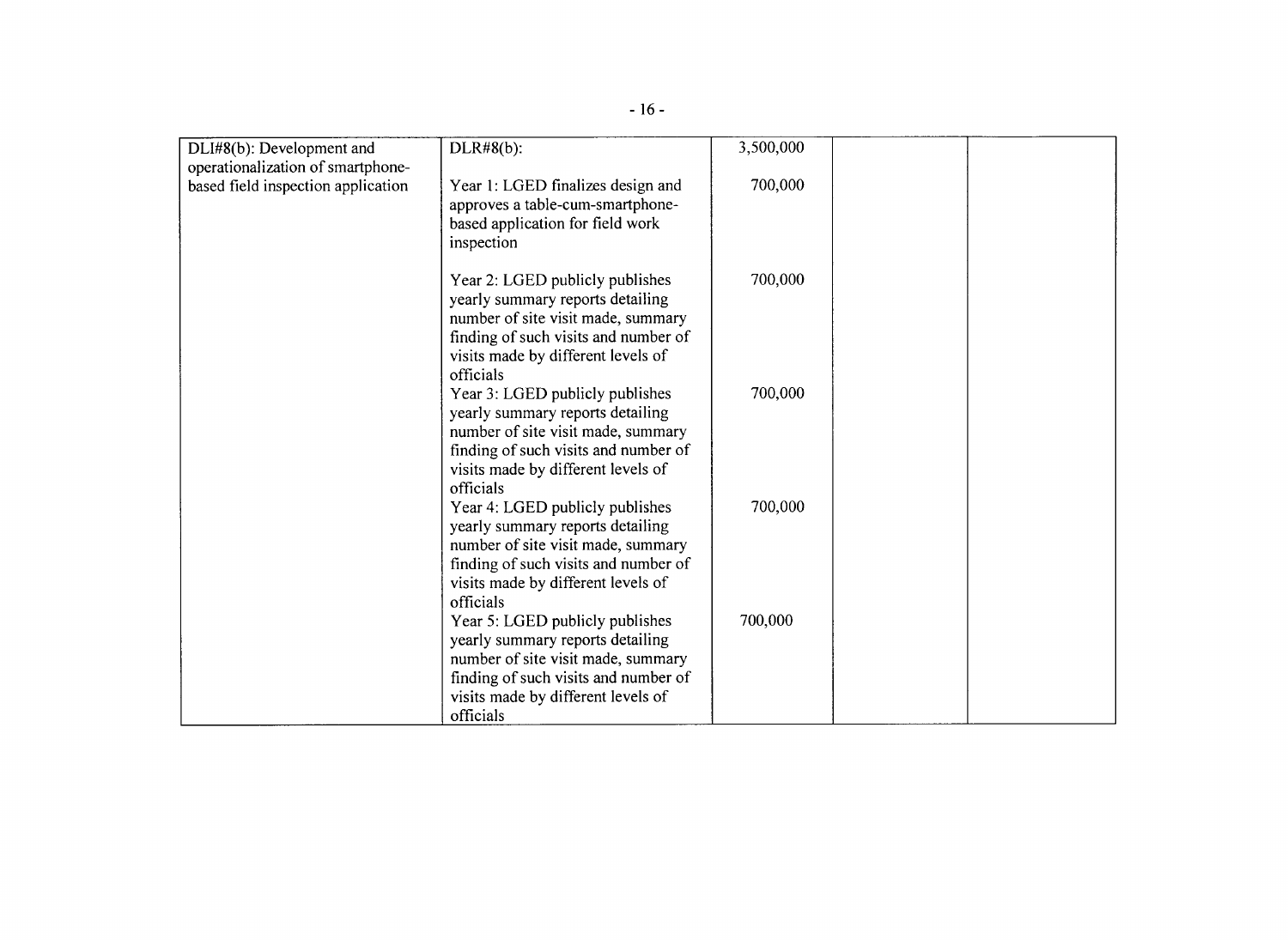| | | | | |
|---|---|---|---|---|
| DLI#8(b): Development and operationalization of smartphone-based field inspection application | DLR#8(b): | 3,500,000 | | |
| | Year 1: LGED finalizes design and approves a table-cum-smartphone-based application for field work inspection | 700,000 | | |
| | Year 2: LGED publicly publishes yearly summary reports detailing number of site visit made, summary finding of such visits and number of visits made by different levels of officials | 700,000 | | |
| | Year 3: LGED publicly publishes yearly summary reports detailing number of site visit made, summary finding of such visits and number of visits made by different levels of officials | 700,000 | | |
| | Year 4: LGED publicly publishes yearly summary reports detailing number of site visit made, summary finding of such visits and number of visits made by different levels of officials | 700,000 | | |
| | Year 5: LGED publicly publishes yearly summary reports detailing number of site visit made, summary finding of such visits and number of visits made by different levels of officials | 700,000 | | |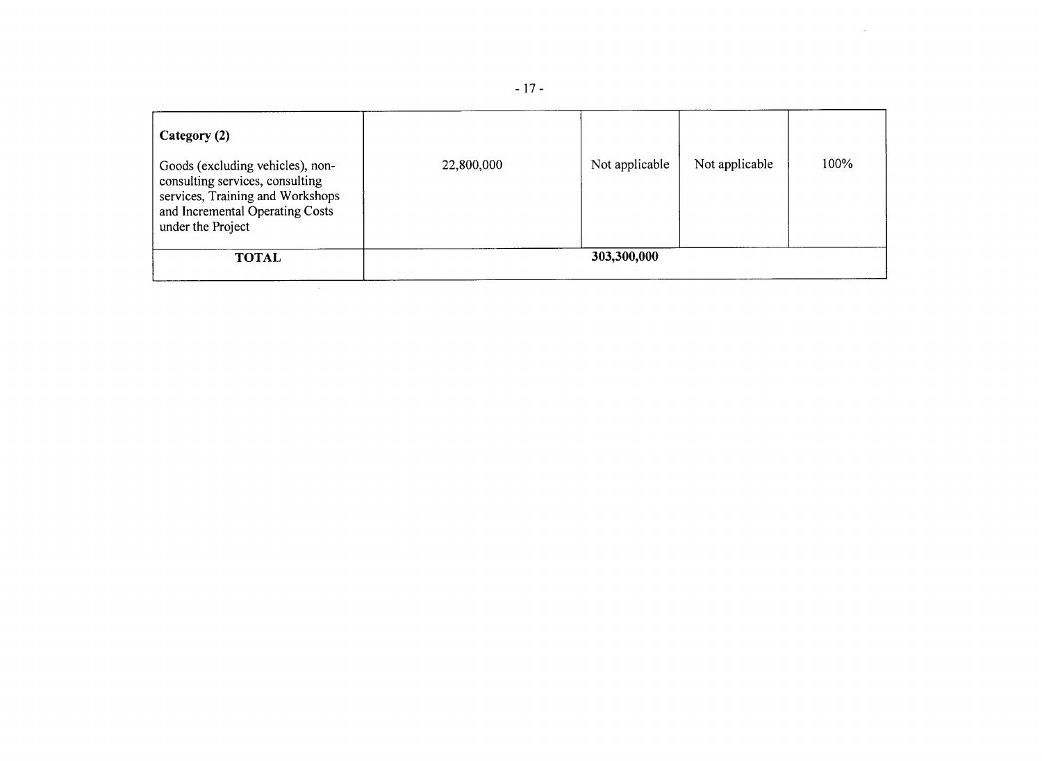| | | | | |
|---|---|---|---|---|
| **Category (2)**<br><br>Goods (excluding vehicles), non-consulting services, consulting services, Training and Workshops and Incremental Operating Costs under the Project | 22,800,000 | Not applicable | Not applicable | 100% |
| **TOTAL** | **303,300,000** | | | |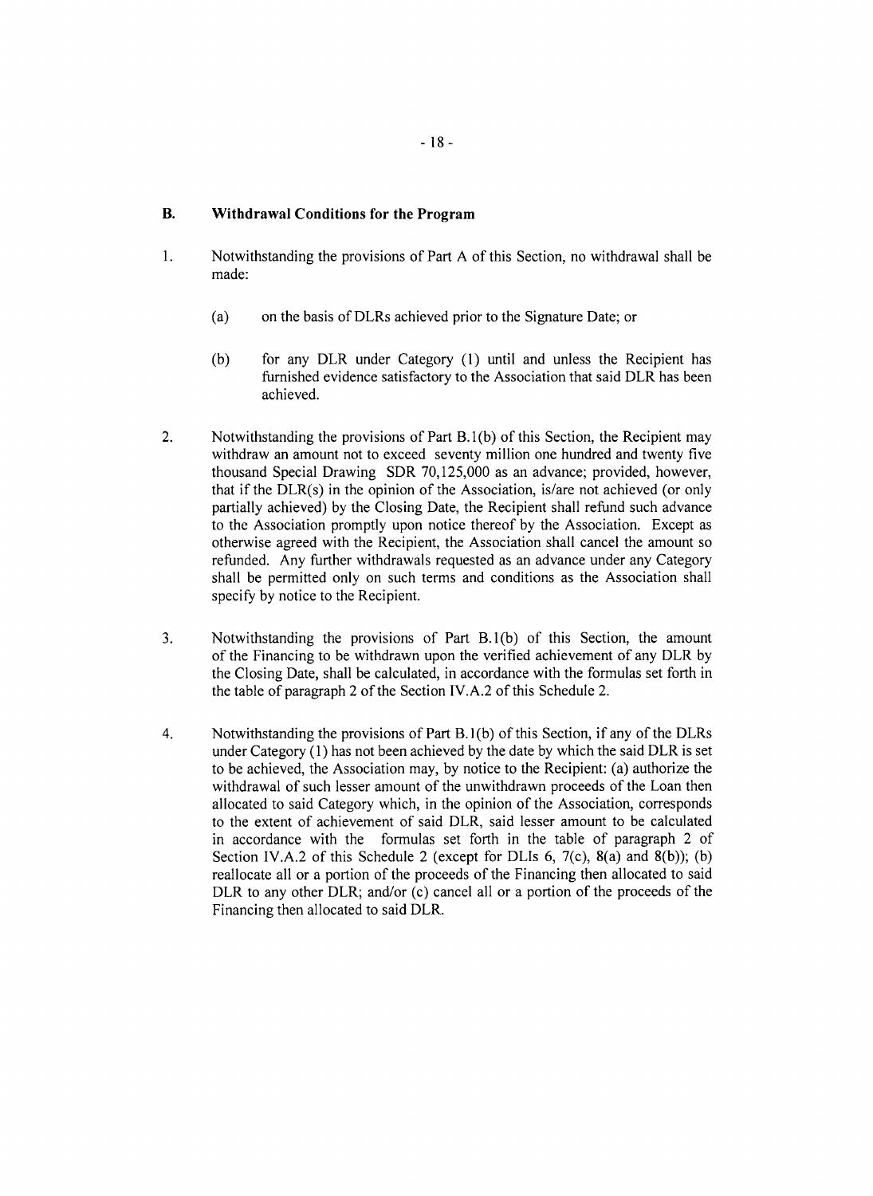## B. Withdrawal Conditions for the Program

1. Notwithstanding the provisions of Part A of this Section, no withdrawal shall be made:

   (a) on the basis of DLRs achieved prior to the Signature Date; or

   (b) for any DLR under Category (1) until and unless the Recipient has furnished evidence satisfactory to the Association that said DLR has been achieved.

2. Notwithstanding the provisions of Part B.1(b) of this Section, the Recipient may withdraw an amount not to exceed seventy million one hundred and twenty five thousand Special Drawing SDR 70,125,000 as an advance; provided, however, that if the DLR(s) in the opinion of the Association, is/are not achieved (or only partially achieved) by the Closing Date, the Recipient shall refund such advance to the Association promptly upon notice thereof by the Association. Except as otherwise agreed with the Recipient, the Association shall cancel the amount so refunded. Any further withdrawals requested as an advance under any Category shall be permitted only on such terms and conditions as the Association shall specify by notice to the Recipient.

3. Notwithstanding the provisions of Part B.1(b) of this Section, the amount of the Financing to be withdrawn upon the verified achievement of any DLR by the Closing Date, shall be calculated, in accordance with the formulas set forth in the table of paragraph 2 of the Section IV.A.2 of this Schedule 2.

4. Notwithstanding the provisions of Part B.1(b) of this Section, if any of the DLRs under Category (1) has not been achieved by the date by which the said DLR is set to be achieved, the Association may, by notice to the Recipient: (a) authorize the withdrawal of such lesser amount of the unwithdrawn proceeds of the Loan then allocated to said Category which, in the opinion of the Association, corresponds to the extent of achievement of said DLR, said lesser amount to be calculated in accordance with the formulas set forth in the table of paragraph 2 of Section IV.A.2 of this Schedule 2 (except for DLIs 6, 7(c), 8(a) and 8(b)); (b) reallocate all or a portion of the proceeds of the Financing then allocated to said DLR to any other DLR; and/or (c) cancel all or a portion of the proceeds of the Financing then allocated to said DLR.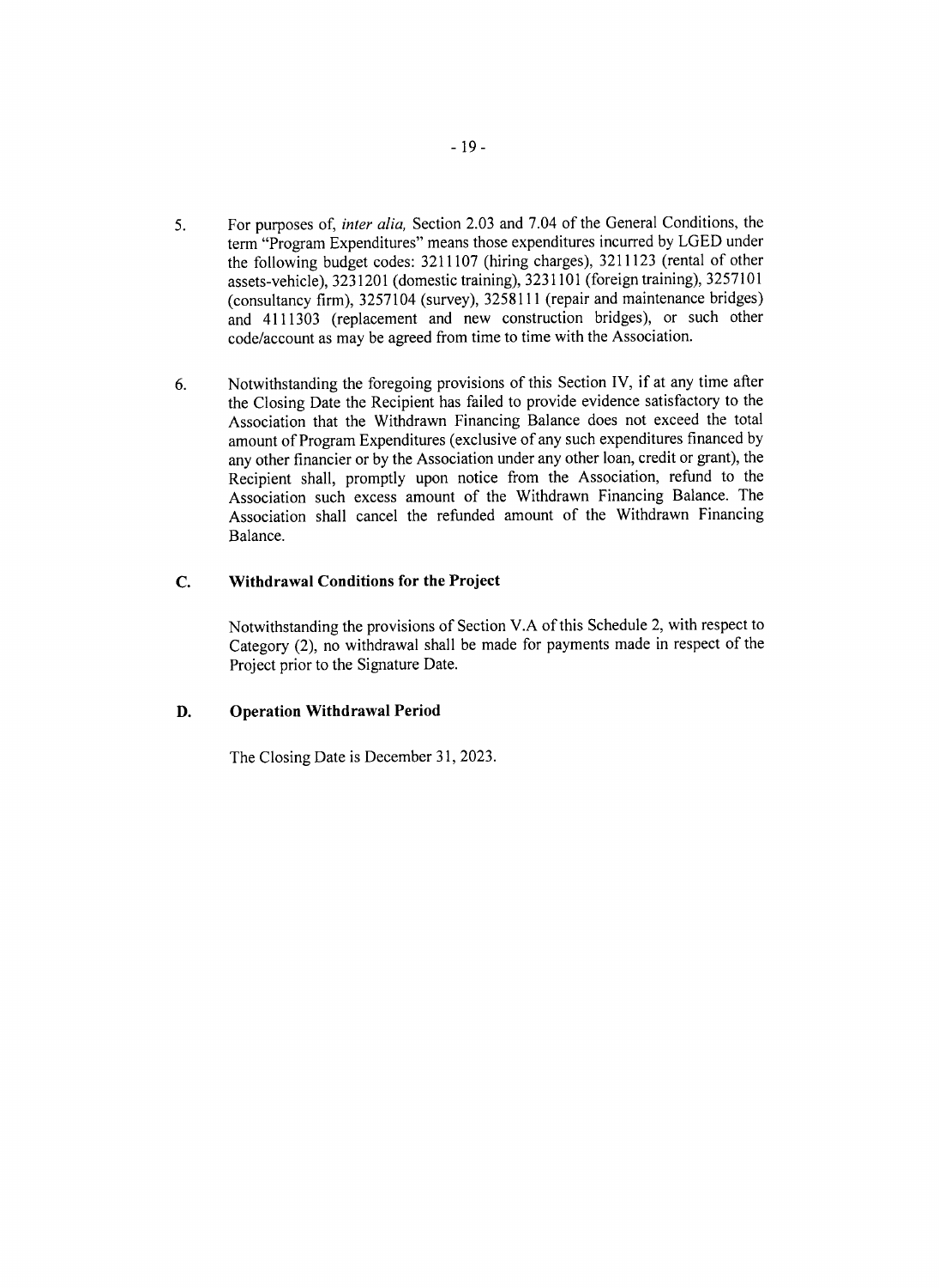5. For purposes of, *inter alia,* Section 2.03 and 7.04 of the General Conditions, the term "Program Expenditures" means those expenditures incurred by LGED under the following budget codes: 3211107 (hiring charges), 3211123 (rental of other assets-vehicle), 3231201 (domestic training), 3231101 (foreign training), 3257101 (consultancy firm), 3257104 (survey), 3258111 (repair and maintenance bridges) and 4111303 (replacement and new construction bridges), or such other code/account as may be agreed from time to time with the Association.

6. Notwithstanding the foregoing provisions of this Section IV, if at any time after the Closing Date the Recipient has failed to provide evidence satisfactory to the Association that the Withdrawn Financing Balance does not exceed the total amount of Program Expenditures (exclusive of any such expenditures financed by any other financier or by the Association under any other loan, credit or grant), the Recipient shall, promptly upon notice from the Association, refund to the Association such excess amount of the Withdrawn Financing Balance. The Association shall cancel the refunded amount of the Withdrawn Financing Balance.

### C. Withdrawal Conditions for the Project

Notwithstanding the provisions of Section V.A of this Schedule 2, with respect to Category (2), no withdrawal shall be made for payments made in respect of the Project prior to the Signature Date.

### D. Operation Withdrawal Period

The Closing Date is December 31, 2023.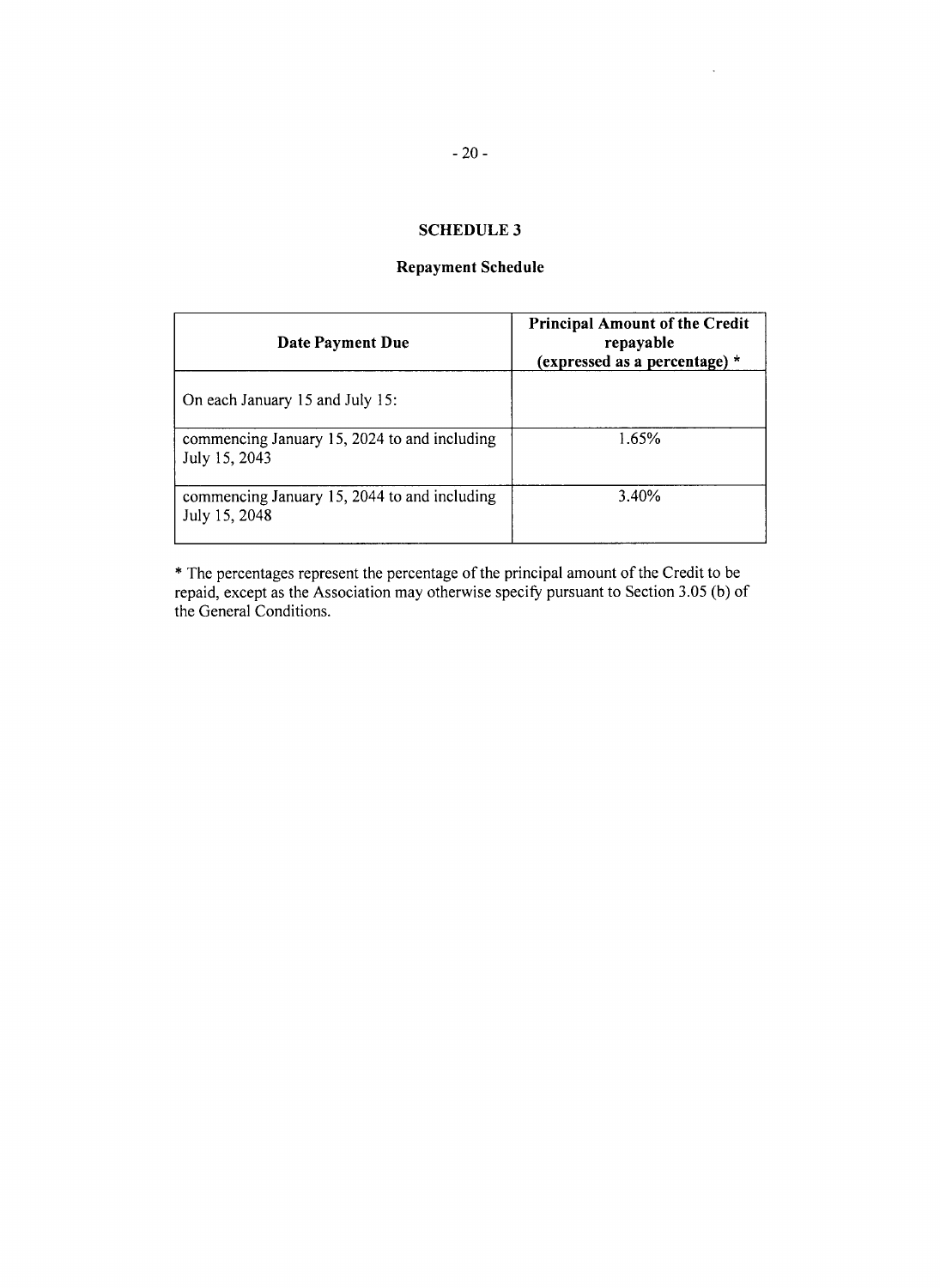## SCHEDULE 3

### Repayment Schedule

| Date Payment Due | Principal Amount of the Credit repayable (expressed as a percentage) * |
|---|---|
| On each January 15 and July 15: | |
| commencing January 15, 2024 to and including July 15, 2043 | 1.65% |
| commencing January 15, 2044 to and including July 15, 2048 | 3.40% |

* The percentages represent the percentage of the principal amount of the Credit to be repaid, except as the Association may otherwise specify pursuant to Section 3.05 (b) of the General Conditions.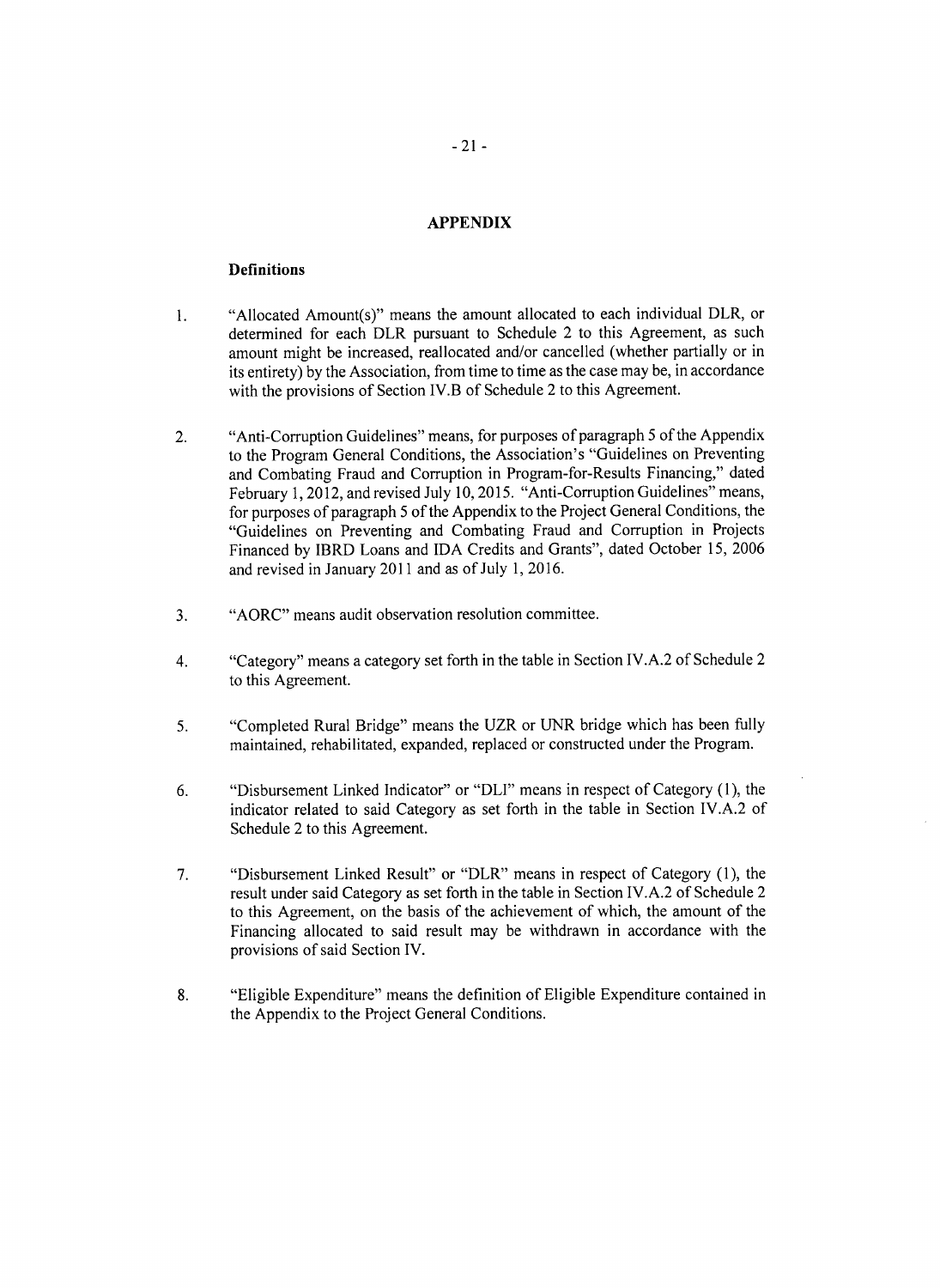## APPENDIX

### Definitions

1. "Allocated Amount(s)" means the amount allocated to each individual DLR, or determined for each DLR pursuant to Schedule 2 to this Agreement, as such amount might be increased, reallocated and/or cancelled (whether partially or in its entirety) by the Association, from time to time as the case may be, in accordance with the provisions of Section IV.B of Schedule 2 to this Agreement.

2. "Anti-Corruption Guidelines" means, for purposes of paragraph 5 of the Appendix to the Program General Conditions, the Association's "Guidelines on Preventing and Combating Fraud and Corruption in Program-for-Results Financing," dated February 1, 2012, and revised July 10, 2015. "Anti-Corruption Guidelines" means, for purposes of paragraph 5 of the Appendix to the Project General Conditions, the "Guidelines on Preventing and Combating Fraud and Corruption in Projects Financed by IBRD Loans and IDA Credits and Grants", dated October 15, 2006 and revised in January 2011 and as of July 1, 2016.

3. "AORC" means audit observation resolution committee.

4. "Category" means a category set forth in the table in Section IV.A.2 of Schedule 2 to this Agreement.

5. "Completed Rural Bridge" means the UZR or UNR bridge which has been fully maintained, rehabilitated, expanded, replaced or constructed under the Program.

6. "Disbursement Linked Indicator" or "DLI" means in respect of Category (1), the indicator related to said Category as set forth in the table in Section IV.A.2 of Schedule 2 to this Agreement.

7. "Disbursement Linked Result" or "DLR" means in respect of Category (1), the result under said Category as set forth in the table in Section IV.A.2 of Schedule 2 to this Agreement, on the basis of the achievement of which, the amount of the Financing allocated to said result may be withdrawn in accordance with the provisions of said Section IV.

8. "Eligible Expenditure" means the definition of Eligible Expenditure contained in the Appendix to the Project General Conditions.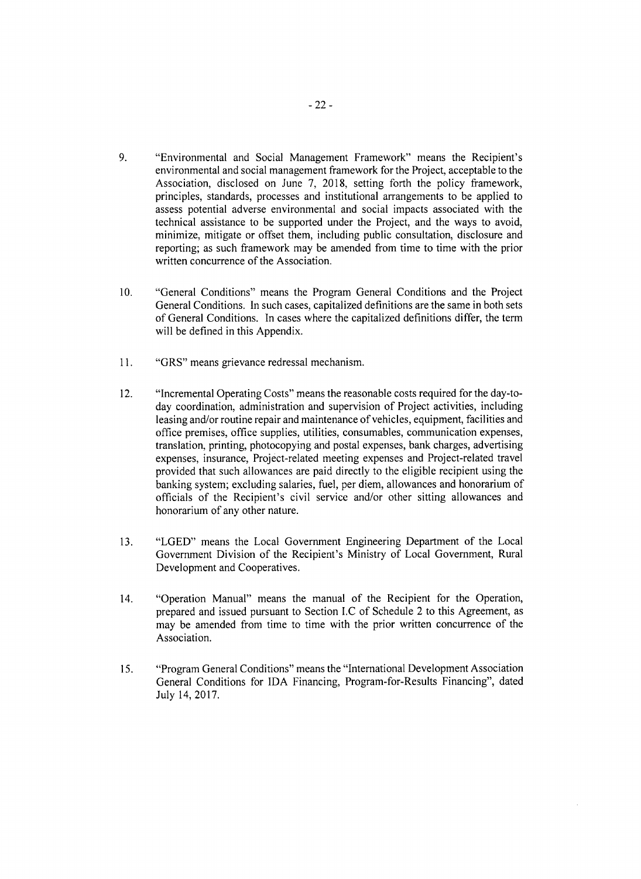9. "Environmental and Social Management Framework" means the Recipient's environmental and social management framework for the Project, acceptable to the Association, disclosed on June 7, 2018, setting forth the policy framework, principles, standards, processes and institutional arrangements to be applied to assess potential adverse environmental and social impacts associated with the technical assistance to be supported under the Project, and the ways to avoid, minimize, mitigate or offset them, including public consultation, disclosure and reporting; as such framework may be amended from time to time with the prior written concurrence of the Association.

10. "General Conditions" means the Program General Conditions and the Project General Conditions. In such cases, capitalized definitions are the same in both sets of General Conditions. In cases where the capitalized definitions differ, the term will be defined in this Appendix.

11. "GRS" means grievance redressal mechanism.

12. "Incremental Operating Costs" means the reasonable costs required for the day-to-day coordination, administration and supervision of Project activities, including leasing and/or routine repair and maintenance of vehicles, equipment, facilities and office premises, office supplies, utilities, consumables, communication expenses, translation, printing, photocopying and postal expenses, bank charges, advertising expenses, insurance, Project-related meeting expenses and Project-related travel provided that such allowances are paid directly to the eligible recipient using the banking system; excluding salaries, fuel, per diem, allowances and honorarium of officials of the Recipient's civil service and/or other sitting allowances and honorarium of any other nature.

13. "LGED" means the Local Government Engineering Department of the Local Government Division of the Recipient's Ministry of Local Government, Rural Development and Cooperatives.

14. "Operation Manual" means the manual of the Recipient for the Operation, prepared and issued pursuant to Section I.C of Schedule 2 to this Agreement, as may be amended from time to time with the prior written concurrence of the Association.

15. "Program General Conditions" means the "International Development Association General Conditions for IDA Financing, Program-for-Results Financing", dated July 14, 2017.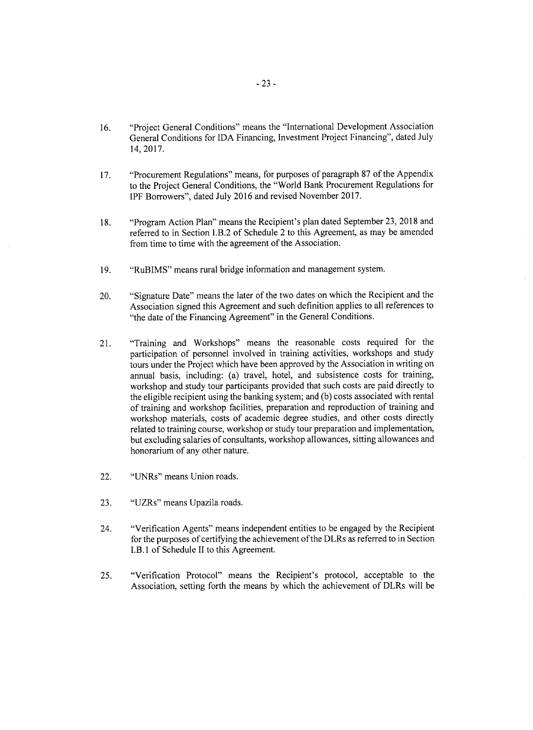16. "Project General Conditions" means the "International Development Association General Conditions for IDA Financing, Investment Project Financing", dated July 14, 2017.

17. "Procurement Regulations" means, for purposes of paragraph 87 of the Appendix to the Project General Conditions, the "World Bank Procurement Regulations for IPF Borrowers", dated July 2016 and revised November 2017.

18. "Program Action Plan" means the Recipient's plan dated September 23, 2018 and referred to in Section I.B.2 of Schedule 2 to this Agreement, as may be amended from time to time with the agreement of the Association.

19. "RuBIMS" means rural bridge information and management system.

20. "Signature Date" means the later of the two dates on which the Recipient and the Association signed this Agreement and such definition applies to all references to "the date of the Financing Agreement" in the General Conditions.

21. "Training and Workshops" means the reasonable costs required for the participation of personnel involved in training activities, workshops and study tours under the Project which have been approved by the Association in writing on annual basis, including: (a) travel, hotel, and subsistence costs for training, workshop and study tour participants provided that such costs are paid directly to the eligible recipient using the banking system; and (b) costs associated with rental of training and workshop facilities, preparation and reproduction of training and workshop materials, costs of academic degree studies, and other costs directly related to training course, workshop or study tour preparation and implementation, but excluding salaries of consultants, workshop allowances, sitting allowances and honorarium of any other nature.

22. "UNRs" means Union roads.

23. "UZRs" means Upazila roads.

24. "Verification Agents" means independent entities to be engaged by the Recipient for the purposes of certifying the achievement of the DLRs as referred to in Section I.B.1 of Schedule II to this Agreement.

25. "Verification Protocol" means the Recipient's protocol, acceptable to the Association, setting forth the means by which the achievement of DLRs will be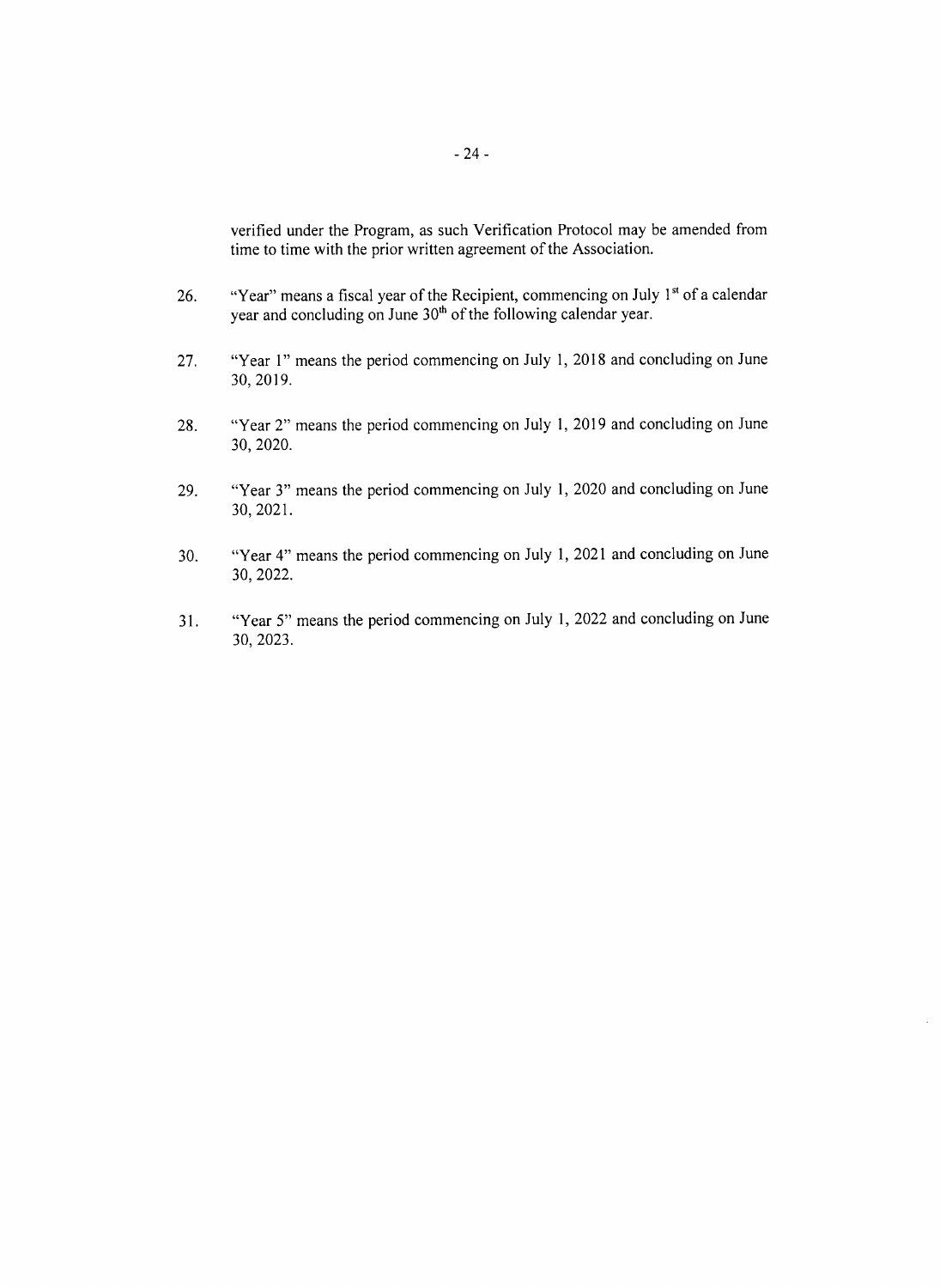verified under the Program, as such Verification Protocol may be amended from time to time with the prior written agreement of the Association.

26. "Year" means a fiscal year of the Recipient, commencing on July 1st of a calendar year and concluding on June 30th of the following calendar year.

27. "Year 1" means the period commencing on July 1, 2018 and concluding on June 30, 2019.

28. "Year 2" means the period commencing on July 1, 2019 and concluding on June 30, 2020.

29. "Year 3" means the period commencing on July 1, 2020 and concluding on June 30, 2021.

30. "Year 4" means the period commencing on July 1, 2021 and concluding on June 30, 2022.

31. "Year 5" means the period commencing on July 1, 2022 and concluding on June 30, 2023.